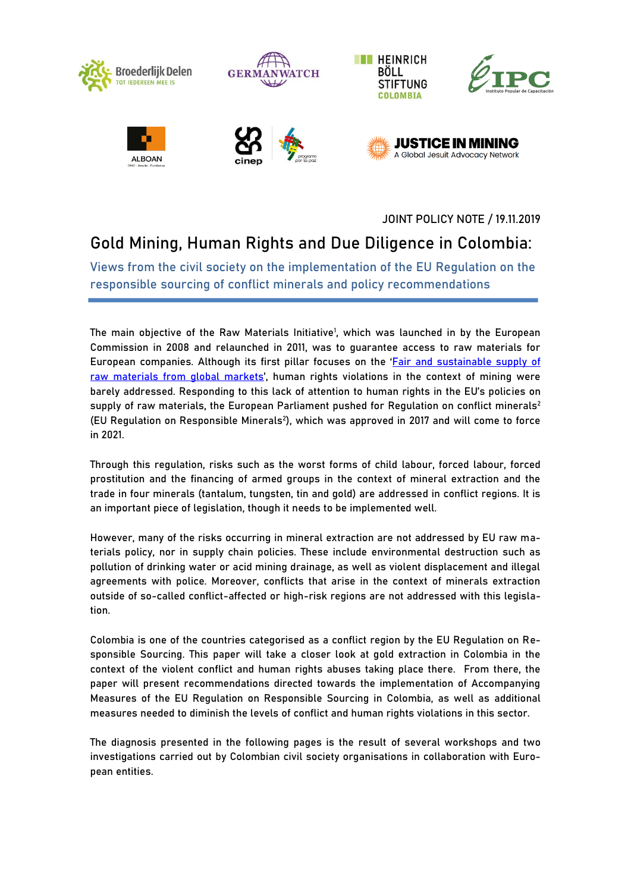JOINT POLICY NOTE / 19.11.2019

# Gold Mining, Human Rights and Due Diligence in Colombia:

## Views from the civil society on the implementation of the EU Regulation on the responsible sourcing of conflict minerals and policy recommendations

The main objective of the Raw Materials Initiative[1], which was launched in by the European Commission in 2008 and relaunched in 2011, was to guarantee access to raw materials for European companies. Although its first pillar focuses on the '[Fair and sustainable supply of raw materials from global markets](#)', human rights violations in the context of mining were barely addressed. Responding to this lack of attention to human rights in the EU's policies on supply of raw materials, the European Parliament pushed for Regulation on conflict minerals[2] (EU Regulation on Responsible Minerals[2]), which was approved in 2017 and will come to force in 2021.

Through this regulation, risks such as the worst forms of child labour, forced labour, forced prostitution and the financing of armed groups in the context of mineral extraction and the trade in four minerals (tantalum, tungsten, tin and gold) are addressed in conflict regions. It is an important piece of legislation, though it needs to be implemented well.

However, many of the risks occurring in mineral extraction are not addressed by EU raw materials policy, nor in supply chain policies. These include environmental destruction such as pollution of drinking water or acid mining drainage, as well as violent displacement and illegal agreements with police. Moreover, conflicts that arise in the context of minerals extraction outside of so-called conflict-affected or high-risk regions are not addressed with this legislation.

Colombia is one of the countries categorised as a conflict region by the EU Regulation on Responsible Sourcing. This paper will take a closer look at gold extraction in Colombia in the context of the violent conflict and human rights abuses taking place there. From there, the paper will present recommendations directed towards the implementation of Accompanying Measures of the EU Regulation on Responsible Sourcing in Colombia, as well as additional measures needed to diminish the levels of conflict and human rights violations in this sector.

The diagnosis presented in the following pages is the result of several workshops and two investigations carried out by Colombian civil society organisations in collaboration with European entities.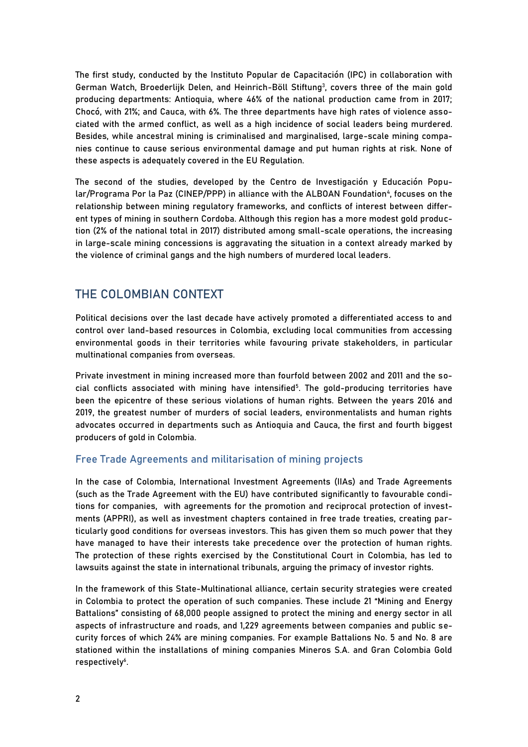The first study, conducted by the Instituto Popular de Capacitación (IPC) in collaboration with German Watch, Broederlijk Delen, and Heinrich-Böll Stiftung[3], covers three of the main gold producing departments: Antioquia, where 46% of the national production came from in 2017; Chocó, with 21%; and Cauca, with 6%. The three departments have high rates of violence associated with the armed conflict, as well as a high incidence of social leaders being murdered. Besides, while ancestral mining is criminalised and marginalised, large-scale mining companies continue to cause serious environmental damage and put human rights at risk. None of these aspects is adequately covered in the EU Regulation.

The second of the studies, developed by the Centro de Investigación y Educación Popular/Programa Por la Paz (CINEP/PPP) in alliance with the ALBOAN Foundation[4], focuses on the relationship between mining regulatory frameworks, and conflicts of interest between different types of mining in southern Cordoba. Although this region has a more modest gold production (2% of the national total in 2017) distributed among small-scale operations, the increasing in large-scale mining concessions is aggravating the situation in a context already marked by the violence of criminal gangs and the high numbers of murdered local leaders.

## THE COLOMBIAN CONTEXT

Political decisions over the last decade have actively promoted a differentiated access to and control over land-based resources in Colombia, excluding local communities from accessing environmental goods in their territories while favouring private stakeholders, in particular multinational companies from overseas.

Private investment in mining increased more than fourfold between 2002 and 2011 and the social conflicts associated with mining have intensified[5]. The gold-producing territories have been the epicentre of these serious violations of human rights. Between the years 2016 and 2019, the greatest number of murders of social leaders, environmentalists and human rights advocates occurred in departments such as Antioquia and Cauca, the first and fourth biggest producers of gold in Colombia.

### Free Trade Agreements and militarisation of mining projects

In the case of Colombia, International Investment Agreements (IIAs) and Trade Agreements (such as the Trade Agreement with the EU) have contributed significantly to favourable conditions for companies, with agreements for the promotion and reciprocal protection of investments (APPRI), as well as investment chapters contained in free trade treaties, creating particularly good conditions for overseas investors. This has given them so much power that they have managed to have their interests take precedence over the protection of human rights. The protection of these rights exercised by the Constitutional Court in Colombia, has led to lawsuits against the state in international tribunals, arguing the primacy of investor rights.

In the framework of this State-Multinational alliance, certain security strategies were created in Colombia to protect the operation of such companies. These include 21 "Mining and Energy Battalions" consisting of 68,000 people assigned to protect the mining and energy sector in all aspects of infrastructure and roads, and 1,229 agreements between companies and public security forces of which 24% are mining companies. For example Battalions No. 5 and No. 8 are stationed within the installations of mining companies Mineros S.A. and Gran Colombia Gold respectively[6].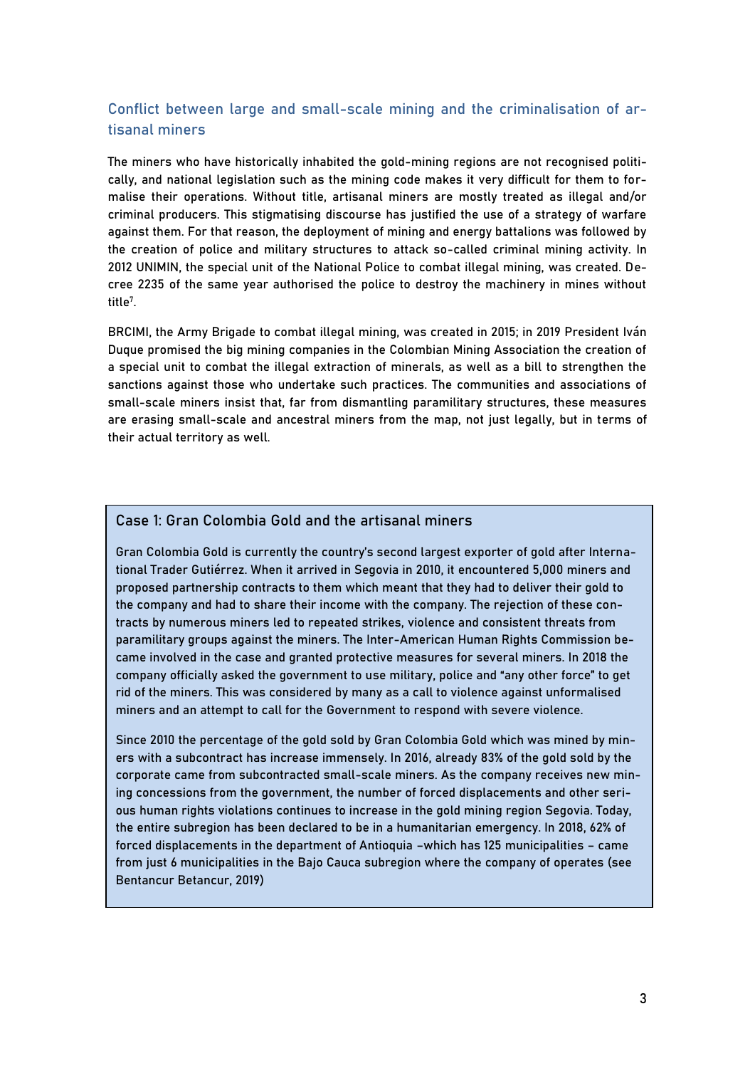## Conflict between large and small-scale mining and the criminalisation of artisanal miners

The miners who have historically inhabited the gold-mining regions are not recognised politically, and national legislation such as the mining code makes it very difficult for them to formalise their operations. Without title, artisanal miners are mostly treated as illegal and/or criminal producers. This stigmatising discourse has justified the use of a strategy of warfare against them. For that reason, the deployment of mining and energy battalions was followed by the creation of police and military structures to attack so-called criminal mining activity. In 2012 UNIMIN, the special unit of the National Police to combat illegal mining, was created. Decree 2235 of the same year authorised the police to destroy the machinery in mines without title[7].

BRCIMI, the Army Brigade to combat illegal mining, was created in 2015; in 2019 President Iván Duque promised the big mining companies in the Colombian Mining Association the creation of a special unit to combat the illegal extraction of minerals, as well as a bill to strengthen the sanctions against those who undertake such practices. The communities and associations of small-scale miners insist that, far from dismantling paramilitary structures, these measures are erasing small-scale and ancestral miners from the map, not just legally, but in terms of their actual territory as well.

### Case 1: Gran Colombia Gold and the artisanal miners

Gran Colombia Gold is currently the country's second largest exporter of gold after International Trader Gutiérrez. When it arrived in Segovia in 2010, it encountered 5,000 miners and proposed partnership contracts to them which meant that they had to deliver their gold to the company and had to share their income with the company. The rejection of these contracts by numerous miners led to repeated strikes, violence and consistent threats from paramilitary groups against the miners. The Inter-American Human Rights Commission became involved in the case and granted protective measures for several miners. In 2018 the company officially asked the government to use military, police and "any other force" to get rid of the miners. This was considered by many as a call to violence against unformalised miners and an attempt to call for the Government to respond with severe violence.

Since 2010 the percentage of the gold sold by Gran Colombia Gold which was mined by miners with a subcontract has increase immensely. In 2016, already 83% of the gold sold by the corporate came from subcontracted small-scale miners. As the company receives new mining concessions from the government, the number of forced displacements and other serious human rights violations continues to increase in the gold mining region Segovia. Today, the entire subregion has been declared to be in a humanitarian emergency. In 2018, 62% of forced displacements in the department of Antioquia –which has 125 municipalities – came from just 6 municipalities in the Bajo Cauca subregion where the company of operates (see Bentancur Betancur, 2019)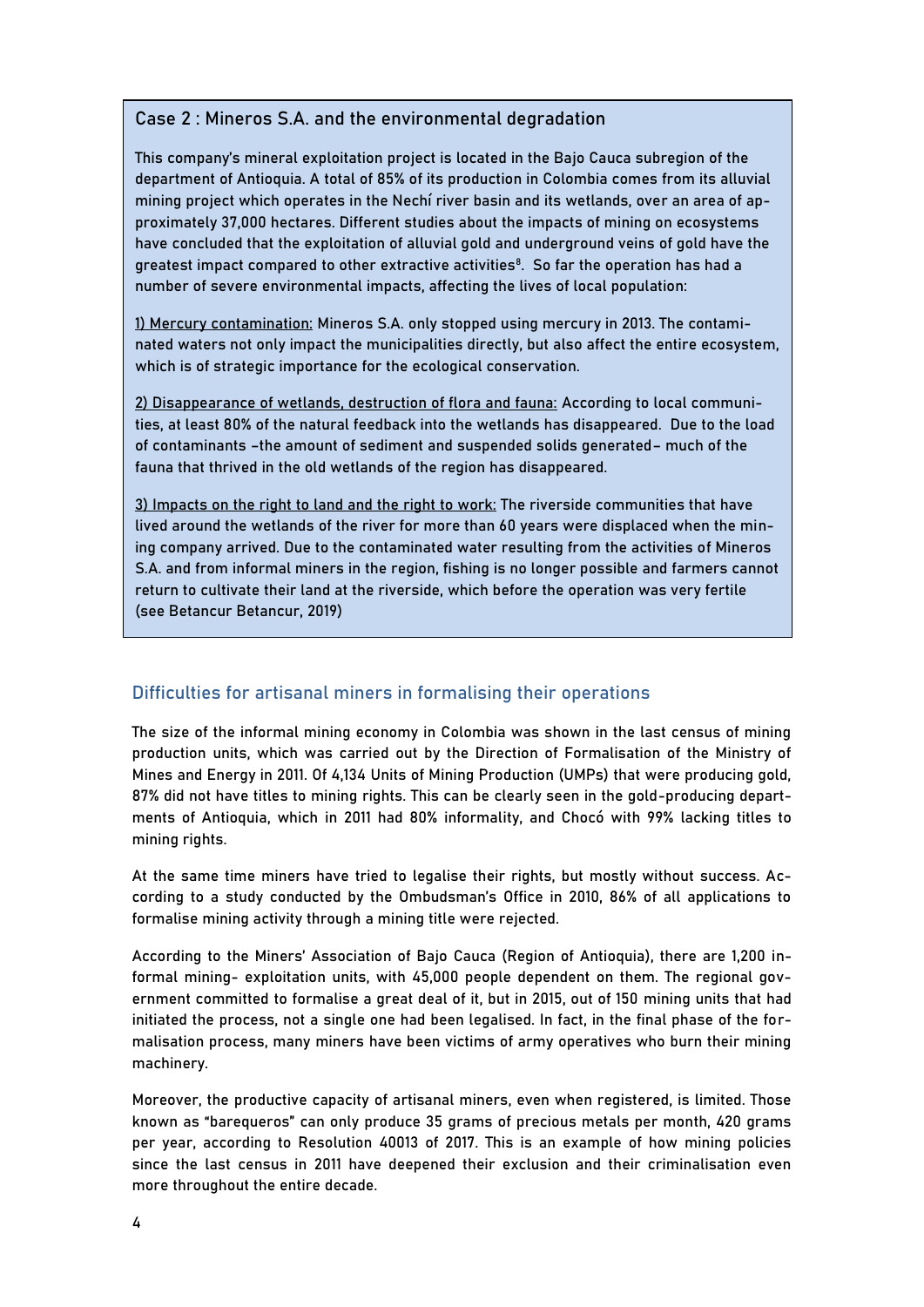### Case 2 : Mineros S.A. and the environmental degradation

This company's mineral exploitation project is located in the Bajo Cauca subregion of the department of Antioquia. A total of 85% of its production in Colombia comes from its alluvial mining project which operates in the Nechí river basin and its wetlands, over an area of approximately 37,000 hectares. Different studies about the impacts of mining on ecosystems have concluded that the exploitation of alluvial gold and underground veins of gold have the greatest impact compared to other extractive activities[8]. So far the operation has had a number of severe environmental impacts, affecting the lives of local population:

1) Mercury contamination: Mineros S.A. only stopped using mercury in 2013. The contaminated waters not only impact the municipalities directly, but also affect the entire ecosystem, which is of strategic importance for the ecological conservation.

2) Disappearance of wetlands, destruction of flora and fauna: According to local communities, at least 80% of the natural feedback into the wetlands has disappeared. Due to the load of contaminants –the amount of sediment and suspended solids generated– much of the fauna that thrived in the old wetlands of the region has disappeared.

3) Impacts on the right to land and the right to work: The riverside communities that have lived around the wetlands of the river for more than 60 years were displaced when the mining company arrived. Due to the contaminated water resulting from the activities of Mineros S.A. and from informal miners in the region, fishing is no longer possible and farmers cannot return to cultivate their land at the riverside, which before the operation was very fertile (see Betancur Betancur, 2019)

## Difficulties for artisanal miners in formalising their operations

The size of the informal mining economy in Colombia was shown in the last census of mining production units, which was carried out by the Direction of Formalisation of the Ministry of Mines and Energy in 2011. Of 4,134 Units of Mining Production (UMPs) that were producing gold, 87% did not have titles to mining rights. This can be clearly seen in the gold-producing departments of Antioquia, which in 2011 had 80% informality, and Chocó with 99% lacking titles to mining rights.

At the same time miners have tried to legalise their rights, but mostly without success. According to a study conducted by the Ombudsman's Office in 2010, 86% of all applications to formalise mining activity through a mining title were rejected.

According to the Miners' Association of Bajo Cauca (Region of Antioquia), there are 1,200 informal mining- exploitation units, with 45,000 people dependent on them. The regional government committed to formalise a great deal of it, but in 2015, out of 150 mining units that had initiated the process, not a single one had been legalised. In fact, in the final phase of the formalisation process, many miners have been victims of army operatives who burn their mining machinery.

Moreover, the productive capacity of artisanal miners, even when registered, is limited. Those known as "barequeros" can only produce 35 grams of precious metals per month, 420 grams per year, according to Resolution 40013 of 2017. This is an example of how mining policies since the last census in 2011 have deepened their exclusion and their criminalisation even more throughout the entire decade.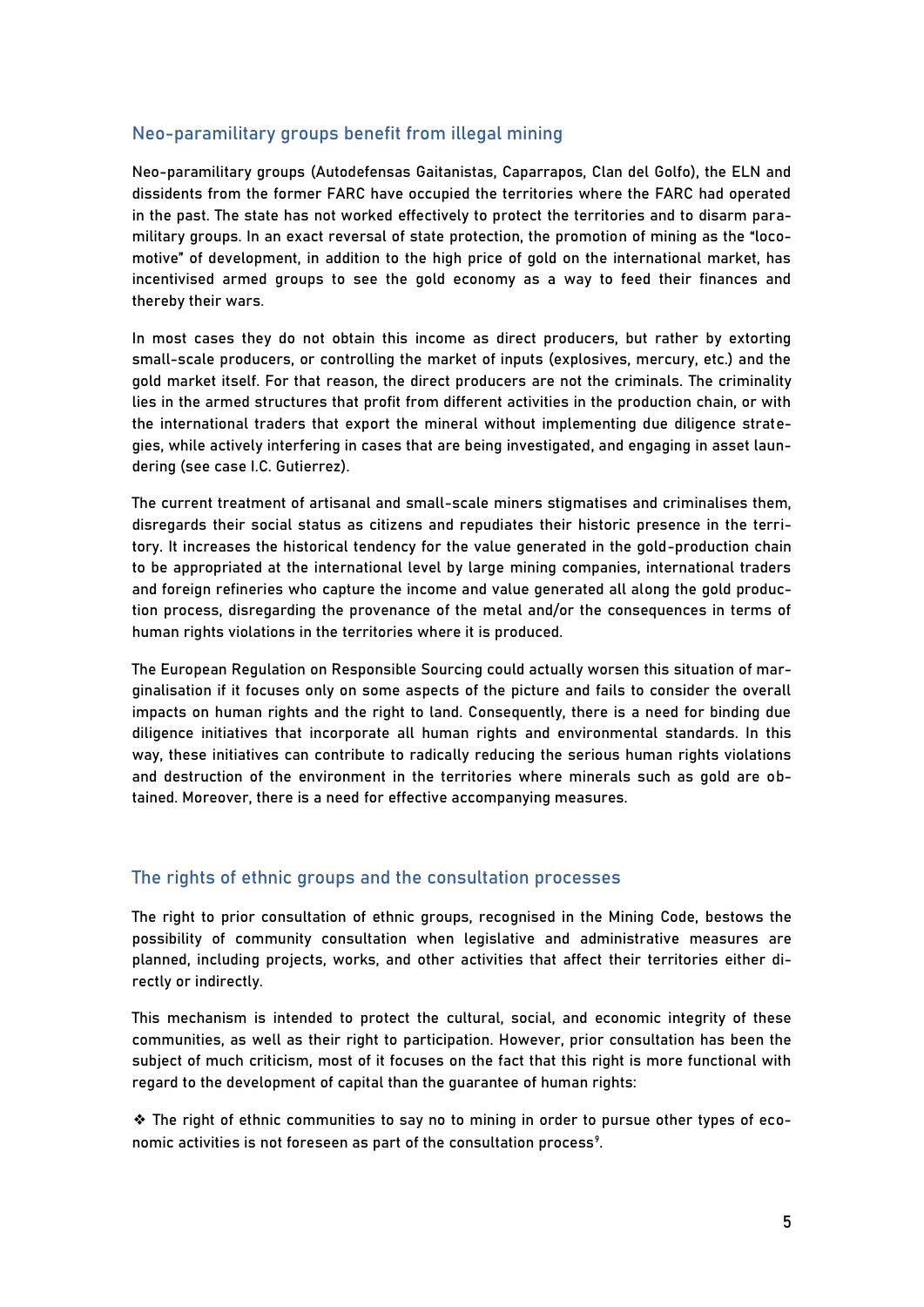## Neo-paramilitary groups benefit from illegal mining

Neo-paramilitary groups (Autodefensas Gaitanistas, Caparrapos, Clan del Golfo), the ELN and dissidents from the former FARC have occupied the territories where the FARC had operated in the past. The state has not worked effectively to protect the territories and to disarm paramilitary groups. In an exact reversal of state protection, the promotion of mining as the "locomotive" of development, in addition to the high price of gold on the international market, has incentivised armed groups to see the gold economy as a way to feed their finances and thereby their wars.

In most cases they do not obtain this income as direct producers, but rather by extorting small-scale producers, or controlling the market of inputs (explosives, mercury, etc.) and the gold market itself. For that reason, the direct producers are not the criminals. The criminality lies in the armed structures that profit from different activities in the production chain, or with the international traders that export the mineral without implementing due diligence strategies, while actively interfering in cases that are being investigated, and engaging in asset laundering (see case I.C. Gutierrez).

The current treatment of artisanal and small-scale miners stigmatises and criminalises them, disregards their social status as citizens and repudiates their historic presence in the territory. It increases the historical tendency for the value generated in the gold-production chain to be appropriated at the international level by large mining companies, international traders and foreign refineries who capture the income and value generated all along the gold production process, disregarding the provenance of the metal and/or the consequences in terms of human rights violations in the territories where it is produced.

The European Regulation on Responsible Sourcing could actually worsen this situation of marginalisation if it focuses only on some aspects of the picture and fails to consider the overall impacts on human rights and the right to land. Consequently, there is a need for binding due diligence initiatives that incorporate all human rights and environmental standards. In this way, these initiatives can contribute to radically reducing the serious human rights violations and destruction of the environment in the territories where minerals such as gold are obtained. Moreover, there is a need for effective accompanying measures.

## The rights of ethnic groups and the consultation processes

The right to prior consultation of ethnic groups, recognised in the Mining Code, bestows the possibility of community consultation when legislative and administrative measures are planned, including projects, works, and other activities that affect their territories either directly or indirectly.

This mechanism is intended to protect the cultural, social, and economic integrity of these communities, as well as their right to participation. However, prior consultation has been the subject of much criticism, most of it focuses on the fact that this right is more functional with regard to the development of capital than the guarantee of human rights:

- The right of ethnic communities to say no to mining in order to pursue other types of economic activities is not foreseen as part of the consultation process[9].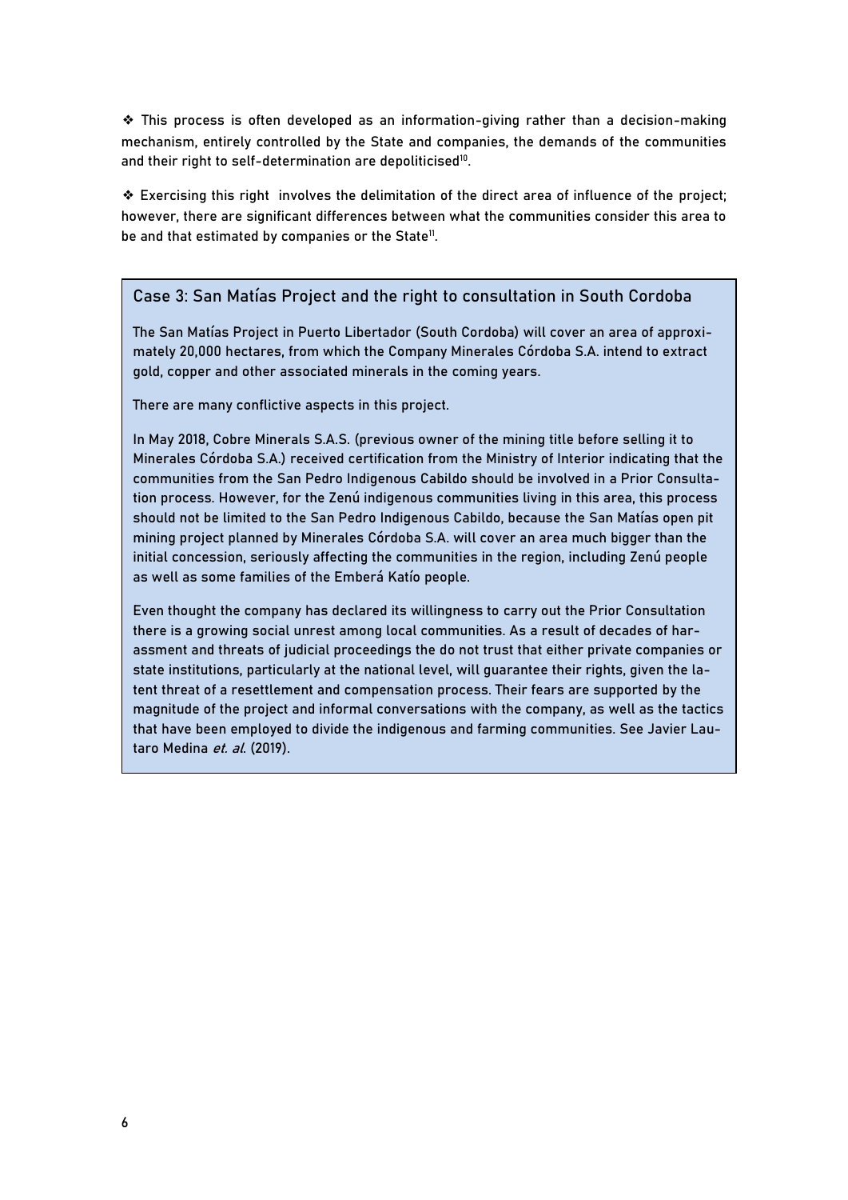❖ This process is often developed as an information-giving rather than a decision-making mechanism, entirely controlled by the State and companies, the demands of the communities and their right to self-determination are depoliticised[10].

❖ Exercising this right involves the delimitation of the direct area of influence of the project; however, there are significant differences between what the communities consider this area to be and that estimated by companies or the State[11].

### Case 3: San Matías Project and the right to consultation in South Cordoba

The San Matías Project in Puerto Libertador (South Cordoba) will cover an area of approximately 20,000 hectares, from which the Company Minerales Córdoba S.A. intend to extract gold, copper and other associated minerals in the coming years.

There are many conflictive aspects in this project.

In May 2018, Cobre Minerals S.A.S. (previous owner of the mining title before selling it to Minerales Córdoba S.A.) received certification from the Ministry of Interior indicating that the communities from the San Pedro Indigenous Cabildo should be involved in a Prior Consultation process. However, for the Zenú indigenous communities living in this area, this process should not be limited to the San Pedro Indigenous Cabildo, because the San Matías open pit mining project planned by Minerales Córdoba S.A. will cover an area much bigger than the initial concession, seriously affecting the communities in the region, including Zenú people as well as some families of the Emberá Katío people.

Even thought the company has declared its willingness to carry out the Prior Consultation there is a growing social unrest among local communities. As a result of decades of harassment and threats of judicial proceedings the do not trust that either private companies or state institutions, particularly at the national level, will guarantee their rights, given the latent threat of a resettlement and compensation process. Their fears are supported by the magnitude of the project and informal conversations with the company, as well as the tactics that have been employed to divide the indigenous and farming communities. See Javier Lautaro Medina *et. al.* (2019).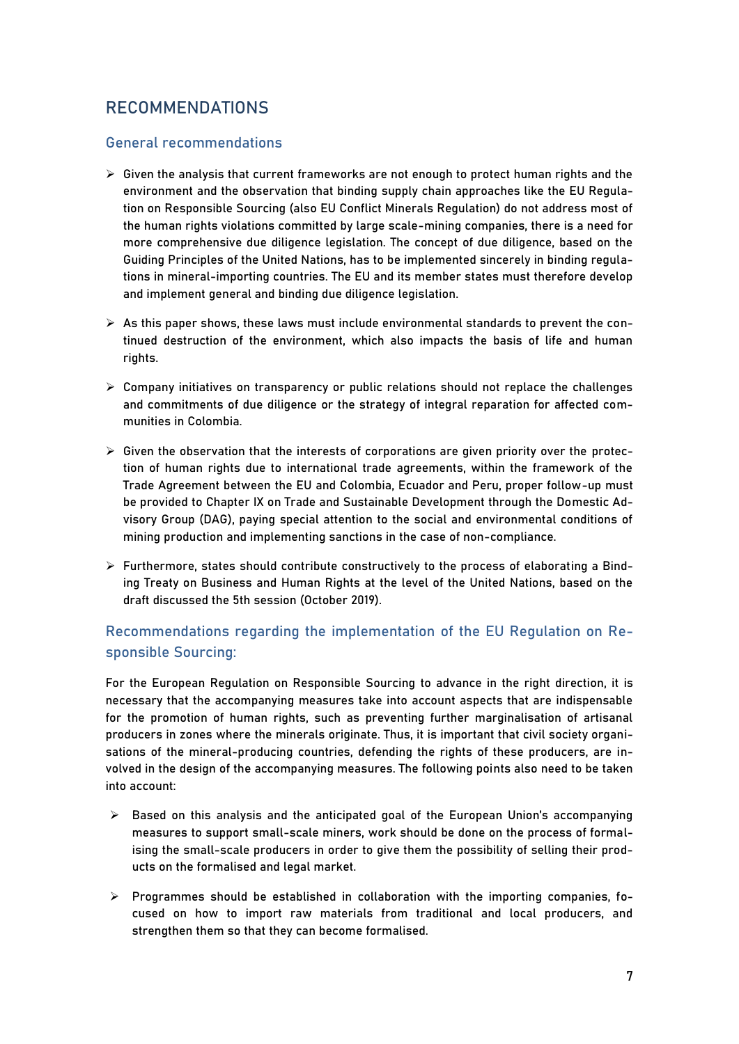## RECOMMENDATIONS

### General recommendations

- Given the analysis that current frameworks are not enough to protect human rights and the environment and the observation that binding supply chain approaches like the EU Regulation on Responsible Sourcing (also EU Conflict Minerals Regulation) do not address most of the human rights violations committed by large scale-mining companies, there is a need for more comprehensive due diligence legislation. The concept of due diligence, based on the Guiding Principles of the United Nations, has to be implemented sincerely in binding regulations in mineral-importing countries. The EU and its member states must therefore develop and implement general and binding due diligence legislation.
- As this paper shows, these laws must include environmental standards to prevent the continued destruction of the environment, which also impacts the basis of life and human rights.
- Company initiatives on transparency or public relations should not replace the challenges and commitments of due diligence or the strategy of integral reparation for affected communities in Colombia.
- Given the observation that the interests of corporations are given priority over the protection of human rights due to international trade agreements, within the framework of the Trade Agreement between the EU and Colombia, Ecuador and Peru, proper follow-up must be provided to Chapter IX on Trade and Sustainable Development through the Domestic Advisory Group (DAG), paying special attention to the social and environmental conditions of mining production and implementing sanctions in the case of non-compliance.
- Furthermore, states should contribute constructively to the process of elaborating a Binding Treaty on Business and Human Rights at the level of the United Nations, based on the draft discussed the 5th session (October 2019).

### Recommendations regarding the implementation of the EU Regulation on Responsible Sourcing:

For the European Regulation on Responsible Sourcing to advance in the right direction, it is necessary that the accompanying measures take into account aspects that are indispensable for the promotion of human rights, such as preventing further marginalisation of artisanal producers in zones where the minerals originate. Thus, it is important that civil society organisations of the mineral-producing countries, defending the rights of these producers, are involved in the design of the accompanying measures. The following points also need to be taken into account:

- Based on this analysis and the anticipated goal of the European Union's accompanying measures to support small-scale miners, work should be done on the process of formalising the small-scale producers in order to give them the possibility of selling their products on the formalised and legal market.
- Programmes should be established in collaboration with the importing companies, focused on how to import raw materials from traditional and local producers, and strengthen them so that they can become formalised.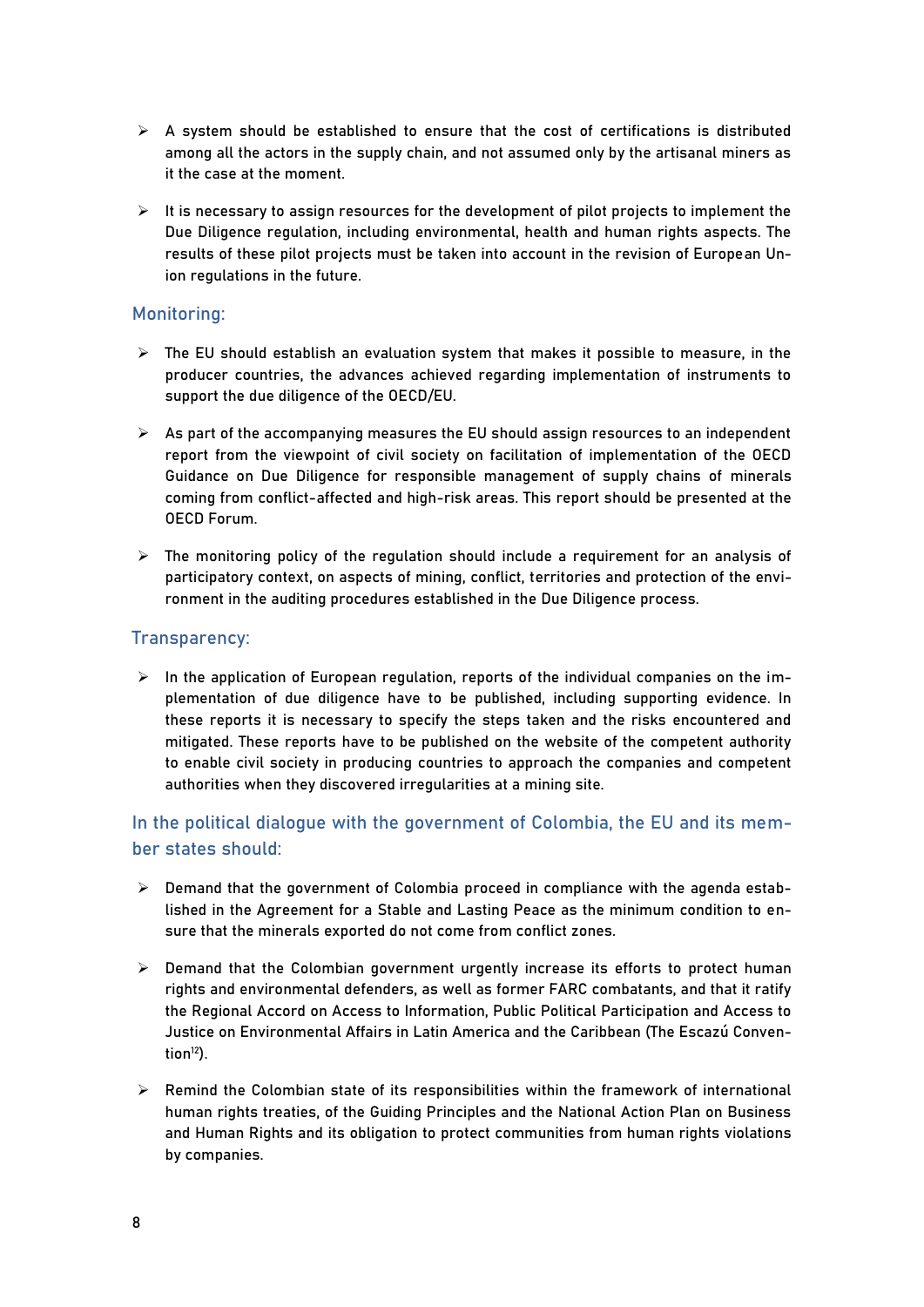- A system should be established to ensure that the cost of certifications is distributed among all the actors in the supply chain, and not assumed only by the artisanal miners as it the case at the moment.

- It is necessary to assign resources for the development of pilot projects to implement the Due Diligence regulation, including environmental, health and human rights aspects. The results of these pilot projects must be taken into account in the revision of European Union regulations in the future.

### Monitoring:

- The EU should establish an evaluation system that makes it possible to measure, in the producer countries, the advances achieved regarding implementation of instruments to support the due diligence of the OECD/EU.

- As part of the accompanying measures the EU should assign resources to an independent report from the viewpoint of civil society on facilitation of implementation of the OECD Guidance on Due Diligence for responsible management of supply chains of minerals coming from conflict-affected and high-risk areas. This report should be presented at the OECD Forum.

- The monitoring policy of the regulation should include a requirement for an analysis of participatory context, on aspects of mining, conflict, territories and protection of the environment in the auditing procedures established in the Due Diligence process.

### Transparency:

- In the application of European regulation, reports of the individual companies on the implementation of due diligence have to be published, including supporting evidence. In these reports it is necessary to specify the steps taken and the risks encountered and mitigated. These reports have to be published on the website of the competent authority to enable civil society in producing countries to approach the companies and competent authorities when they discovered irregularities at a mining site.

### In the political dialogue with the government of Colombia, the EU and its member states should:

- Demand that the government of Colombia proceed in compliance with the agenda established in the Agreement for a Stable and Lasting Peace as the minimum condition to ensure that the minerals exported do not come from conflict zones.

- Demand that the Colombian government urgently increase its efforts to protect human rights and environmental defenders, as well as former FARC combatants, and that it ratify the Regional Accord on Access to Information, Public Political Participation and Access to Justice on Environmental Affairs in Latin America and the Caribbean (The Escazú Convention[12]).

- Remind the Colombian state of its responsibilities within the framework of international human rights treaties, of the Guiding Principles and the National Action Plan on Business and Human Rights and its obligation to protect communities from human rights violations by companies.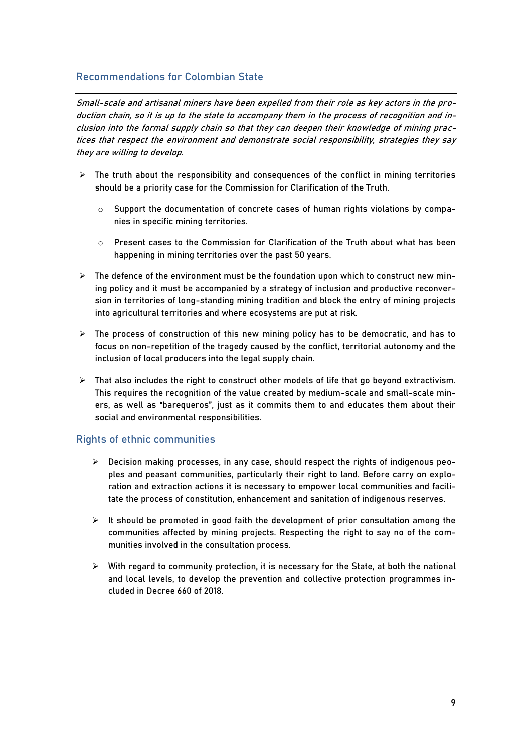## Recommendations for Colombian State

*Small-scale and artisanal miners have been expelled from their role as key actors in the production chain, so it is up to the state to accompany them in the process of recognition and inclusion into the formal supply chain so that they can deepen their knowledge of mining practices that respect the environment and demonstrate social responsibility, strategies they say they are willing to develop.*

- The truth about the responsibility and consequences of the conflict in mining territories should be a priority case for the Commission for Clarification of the Truth.
  - Support the documentation of concrete cases of human rights violations by companies in specific mining territories.
  - Present cases to the Commission for Clarification of the Truth about what has been happening in mining territories over the past 50 years.
- The defence of the environment must be the foundation upon which to construct new mining policy and it must be accompanied by a strategy of inclusion and productive reconversion in territories of long-standing mining tradition and block the entry of mining projects into agricultural territories and where ecosystems are put at risk.
- The process of construction of this new mining policy has to be democratic, and has to focus on non-repetition of the tragedy caused by the conflict, territorial autonomy and the inclusion of local producers into the legal supply chain.
- That also includes the right to construct other models of life that go beyond extractivism. This requires the recognition of the value created by medium-scale and small-scale miners, as well as "barequeros", just as it commits them to and educates them about their social and environmental responsibilities.

## Rights of ethnic communities

- Decision making processes, in any case, should respect the rights of indigenous peoples and peasant communities, particularly their right to land. Before carry on exploration and extraction actions it is necessary to empower local communities and facilitate the process of constitution, enhancement and sanitation of indigenous reserves.
- It should be promoted in good faith the development of prior consultation among the communities affected by mining projects. Respecting the right to say no of the communities involved in the consultation process.
- With regard to community protection, it is necessary for the State, at both the national and local levels, to develop the prevention and collective protection programmes included in Decree 660 of 2018.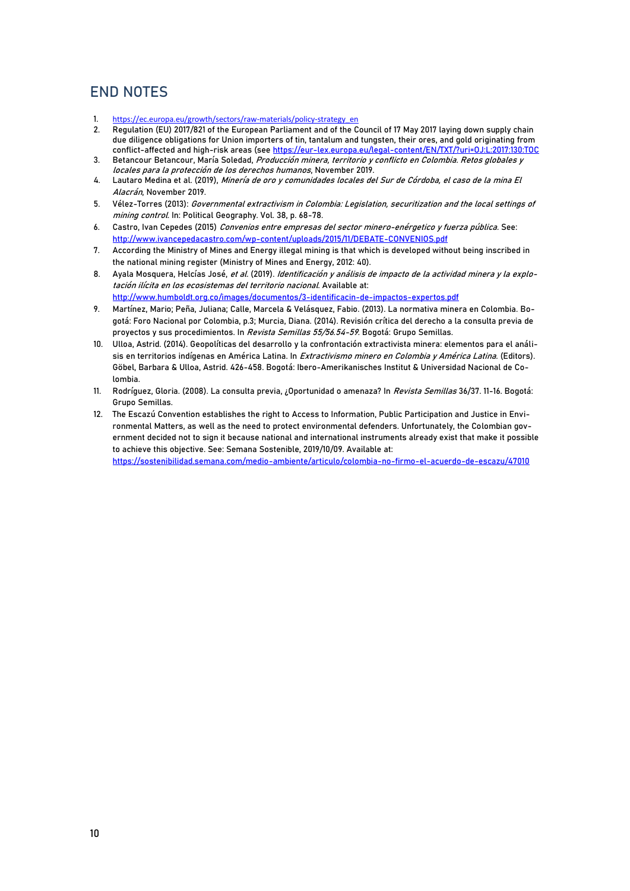## END NOTES

1. https://ec.europa.eu/growth/sectors/raw-materials/policy-strategy_en
2. Regulation (EU) 2017/821 of the European Parliament and of the Council of 17 May 2017 laying down supply chain due diligence obligations for Union importers of tin, tantalum and tungsten, their ores, and gold originating from conflict-affected and high-risk areas (see https://eur-lex.europa.eu/legal-content/EN/TXT/?uri=OJ:L:2017:130:TOC
3. Betancour Betancour, María Soledad, *Producción minera, territorio y conflicto en Colombia. Retos globales y locales para la protección de los derechos humanos*, November 2019.
4. Lautaro Medina et al. (2019), *Minería de oro y comunidades locales del Sur de Córdoba, el caso de la mina El Alacrán*, November 2019.
5. Vélez-Torres (2013): *Governmental extractivism in Colombia: Legislation, securitization and the local settings of mining control*. In: Political Geography. Vol. 38, p. 68-78.
6. Castro, Ivan Cepedes (2015) *Convenios entre empresas del sector minero-enérgetico y fuerza pública*. See: http://www.ivancepedacastro.com/wp-content/uploads/2015/11/DEBATE-CONVENIOS.pdf
7. According the Ministry of Mines and Energy illegal mining is that which is developed without being inscribed in the national mining register (Ministry of Mines and Energy, 2012: 40).
8. Ayala Mosquera, Helcías José, *et al.* (2019). *Identificación y análisis de impacto de la actividad minera y la explotación ilícita en los ecosistemas del territorio nacional*. Available at: http://www.humboldt.org.co/images/documentos/3-identificacin-de-impactos-expertos.pdf
9. Martínez, Mario; Peña, Juliana; Calle, Marcela & Velásquez, Fabio. (2013). La normativa minera en Colombia. Bogotá: Foro Nacional por Colombia, p.3; Murcia, Diana. (2014). Revisión crítica del derecho a la consulta previa de proyectos y sus procedimientos. In *Revista Semillas 55/56.54-59*. Bogotá: Grupo Semillas.
10. Ulloa, Astrid. (2014). Geopolíticas del desarrollo y la confrontación extractivista minera: elementos para el análisis en territorios indígenas en América Latina. In *Extractivismo minero en Colombia y América Latina*. (Editors). Göbel, Barbara & Ulloa, Astrid. 426-458. Bogotá: Ibero-Amerikanisches Institut & Universidad Nacional de Colombia.
11. Rodríguez, Gloria. (2008). La consulta previa, ¿Oportunidad o amenaza? In *Revista Semillas* 36/37. 11-16. Bogotá: Grupo Semillas.
12. The Escazú Convention establishes the right to Access to Information, Public Participation and Justice in Environmental Matters, as well as the need to protect environmental defenders. Unfortunately, the Colombian government decided not to sign it because national and international instruments already exist that make it possible to achieve this objective. See: Semana Sostenible, 2019/10/09. Available at: https://sostenibilidad.semana.com/medio-ambiente/articulo/colombia-no-firmo-el-acuerdo-de-escazu/47010